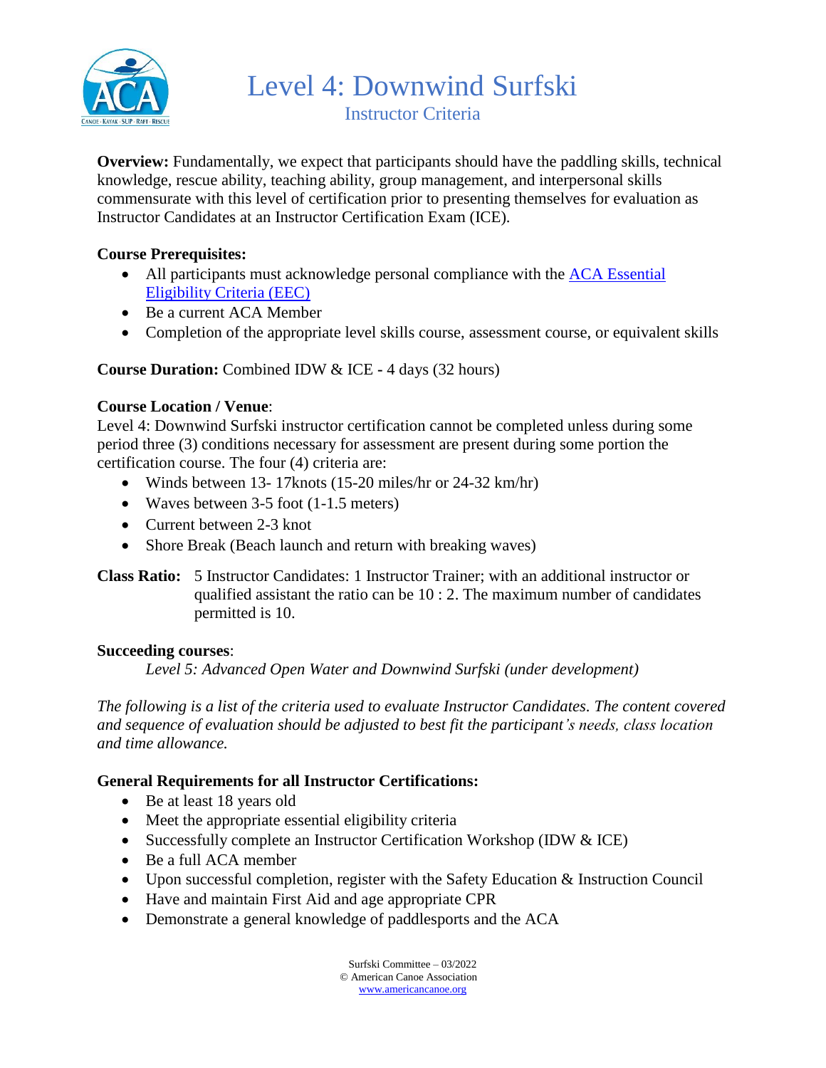# Level 4: Downwind Surfski

## Instructor Criteria

**Overview:** Fundamentally, we expect that participants should have the paddling skills, technical knowledge, rescue ability, teaching ability, group management, and interpersonal skills commensurate with this level of certification prior to presenting themselves for evaluation as Instructor Candidates at an Instructor Certification Exam (ICE).

**Course Prerequisites:**

- All participants must acknowledge personal compliance with the ACA Essential Eligibility Criteria (EEC)
- Be a current ACA Member
- Completion of the appropriate level skills course, assessment course, or equivalent skills

**Course Duration:** Combined IDW & ICE - 4 days (32 hours)

**Course Location / Venue**:
Level 4: Downwind Surfski instructor certification cannot be completed unless during some period three (3) conditions necessary for assessment are present during some portion the certification course. The four (4) criteria are:

- Winds between 13- 17knots (15-20 miles/hr or 24-32 km/hr)
- Waves between 3-5 foot (1-1.5 meters)
- Current between 2-3 knot
- Shore Break (Beach launch and return with breaking waves)

**Class Ratio:** 5 Instructor Candidates: 1 Instructor Trainer; with an additional instructor or qualified assistant the ratio can be 10 : 2. The maximum number of candidates permitted is 10.

**Succeeding courses**:

*Level 5: Advanced Open Water and Downwind Surfski (under development)*

*The following is a list of the criteria used to evaluate Instructor Candidates. The content covered and sequence of evaluation should be adjusted to best fit the participant's needs, class location and time allowance.*

**General Requirements for all Instructor Certifications:**

- Be at least 18 years old
- Meet the appropriate essential eligibility criteria
- Successfully complete an Instructor Certification Workshop (IDW & ICE)
- Be a full ACA member
- Upon successful completion, register with the Safety Education & Instruction Council
- Have and maintain First Aid and age appropriate CPR
- Demonstrate a general knowledge of paddlesports and the ACA

Surfski Committee – 03/2022
© American Canoe Association
www.americancanoe.org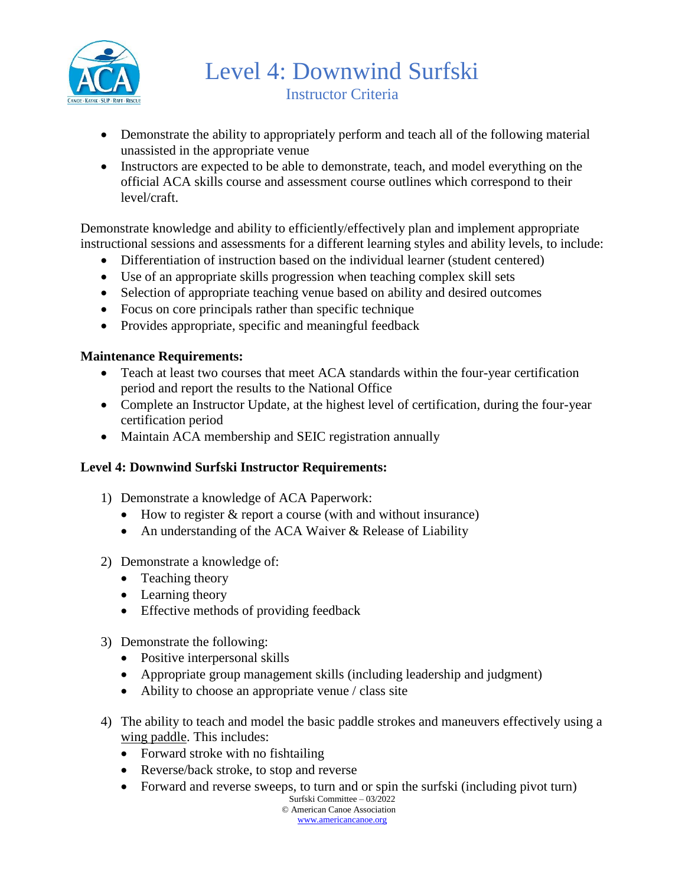# Level 4: Downwind Surfski

## Instructor Criteria

- Demonstrate the ability to appropriately perform and teach all of the following material unassisted in the appropriate venue
- Instructors are expected to be able to demonstrate, teach, and model everything on the official ACA skills course and assessment course outlines which correspond to their level/craft.

Demonstrate knowledge and ability to efficiently/effectively plan and implement appropriate instructional sessions and assessments for a different learning styles and ability levels, to include:

- Differentiation of instruction based on the individual learner (student centered)
- Use of an appropriate skills progression when teaching complex skill sets
- Selection of appropriate teaching venue based on ability and desired outcomes
- Focus on core principals rather than specific technique
- Provides appropriate, specific and meaningful feedback

**Maintenance Requirements:**

- Teach at least two courses that meet ACA standards within the four-year certification period and report the results to the National Office
- Complete an Instructor Update, at the highest level of certification, during the four-year certification period
- Maintain ACA membership and SEIC registration annually

**Level 4: Downwind Surfski Instructor Requirements:**

1) Demonstrate a knowledge of ACA Paperwork:
   - How to register & report a course (with and without insurance)
   - An understanding of the ACA Waiver & Release of Liability
2) Demonstrate a knowledge of:
   - Teaching theory
   - Learning theory
   - Effective methods of providing feedback
3) Demonstrate the following:
   - Positive interpersonal skills
   - Appropriate group management skills (including leadership and judgment)
   - Ability to choose an appropriate venue / class site
4) The ability to teach and model the basic paddle strokes and maneuvers effectively using a wing paddle. This includes:
   - Forward stroke with no fishtailing
   - Reverse/back stroke, to stop and reverse
   - Forward and reverse sweeps, to turn and or spin the surfski (including pivot turn)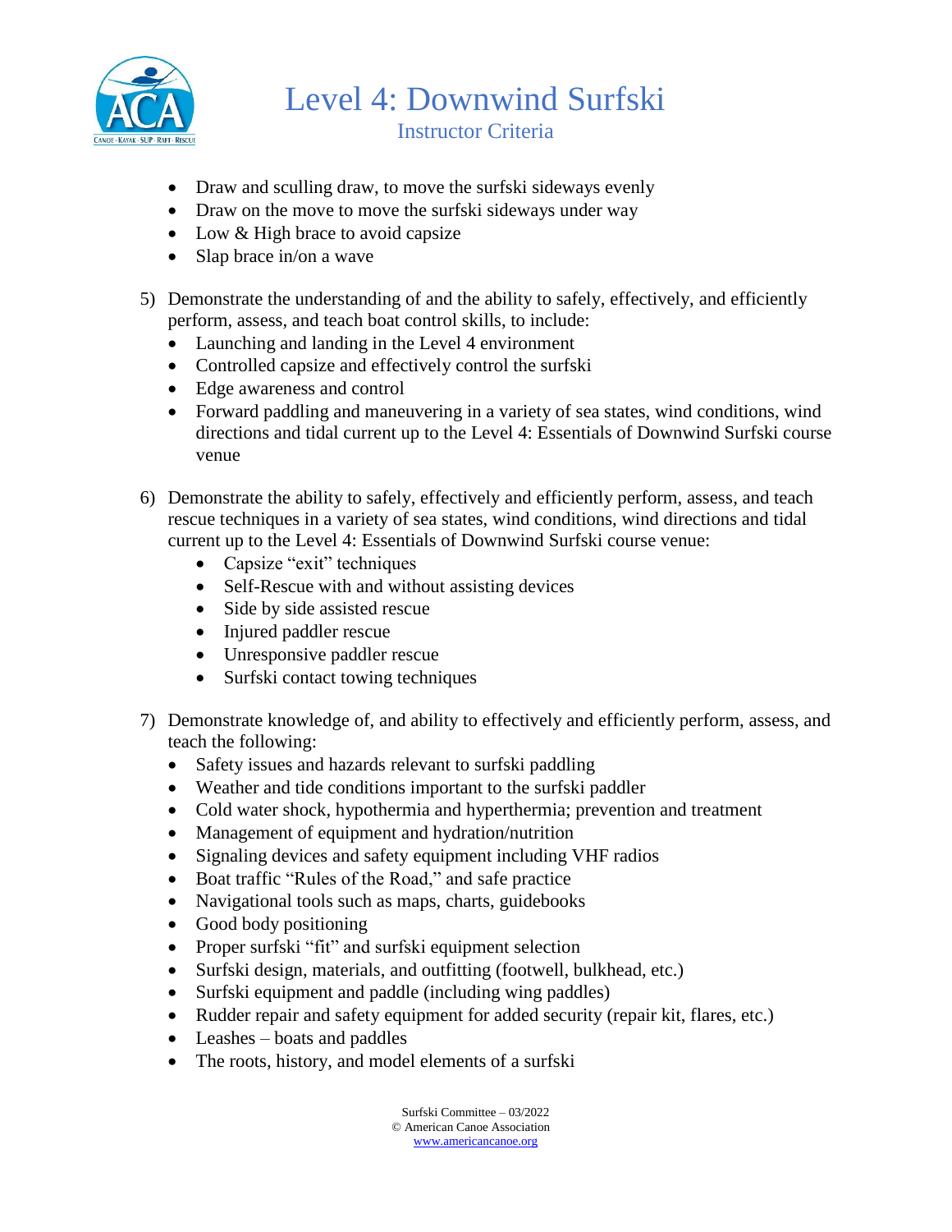- Draw and sculling draw, to move the surfski sideways evenly
- Draw on the move to move the surfski sideways under way
- Low & High brace to avoid capsize
- Slap brace in/on a wave

5) Demonstrate the understanding of and the ability to safely, effectively, and efficiently perform, assess, and teach boat control skills, to include:
   - Launching and landing in the Level 4 environment
   - Controlled capsize and effectively control the surfski
   - Edge awareness and control
   - Forward paddling and maneuvering in a variety of sea states, wind conditions, wind directions and tidal current up to the Level 4: Essentials of Downwind Surfski course venue

6) Demonstrate the ability to safely, effectively and efficiently perform, assess, and teach rescue techniques in a variety of sea states, wind conditions, wind directions and tidal current up to the Level 4: Essentials of Downwind Surfski course venue:
   - Capsize "exit" techniques
   - Self-Rescue with and without assisting devices
   - Side by side assisted rescue
   - Injured paddler rescue
   - Unresponsive paddler rescue
   - Surfski contact towing techniques

7) Demonstrate knowledge of, and ability to effectively and efficiently perform, assess, and teach the following:
   - Safety issues and hazards relevant to surfski paddling
   - Weather and tide conditions important to the surfski paddler
   - Cold water shock, hypothermia and hyperthermia; prevention and treatment
   - Management of equipment and hydration/nutrition
   - Signaling devices and safety equipment including VHF radios
   - Boat traffic "Rules of the Road," and safe practice
   - Navigational tools such as maps, charts, guidebooks
   - Good body positioning
   - Proper surfski "fit" and surfski equipment selection
   - Surfski design, materials, and outfitting (footwell, bulkhead, etc.)
   - Surfski equipment and paddle (including wing paddles)
   - Rudder repair and safety equipment for added security (repair kit, flares, etc.)
   - Leashes – boats and paddles
   - The roots, history, and model elements of a surfski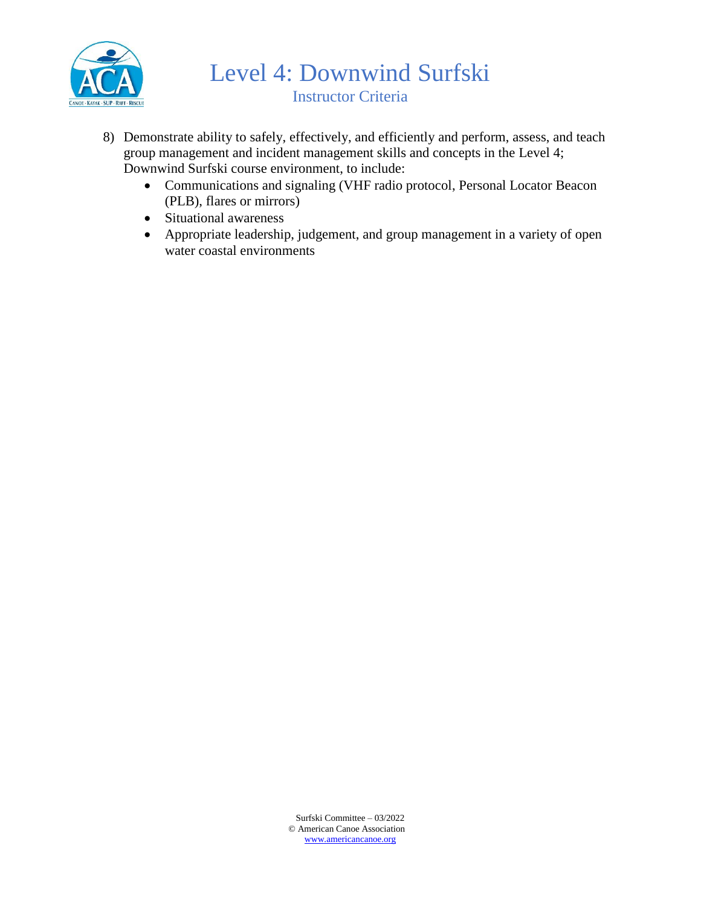8) Demonstrate ability to safely, effectively, and efficiently and perform, assess, and teach group management and incident management skills and concepts in the Level 4; Downwind Surfski course environment, to include:
   - Communications and signaling (VHF radio protocol, Personal Locator Beacon (PLB), flares or mirrors)
   - Situational awareness
   - Appropriate leadership, judgement, and group management in a variety of open water coastal environments